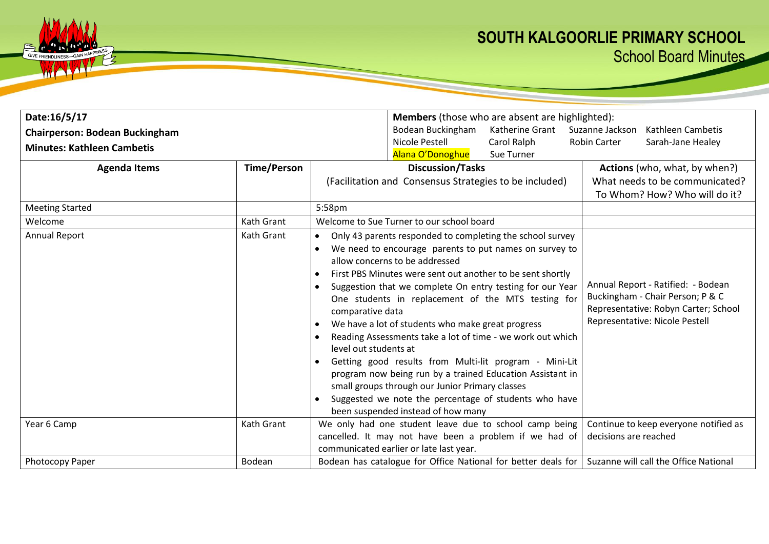# SOUTH KALGOORLIE PRIMARY SCHOOL

## School Board Minutes

**Date:** 16/5/17

**Chairperson: Bodean Buckingham**

**Minutes: Kathleen Cambetis**

**Members** (those who are absent are highlighted):

Bodean Buckingham, Katherine Grant, Suzanne Jackson, Kathleen Cambetis, Nicole Pestell, Carol Ralph, Robin Carter, Sarah-Jane Healey, Alana O'Donoghue (absent), Sue Turner

| Agenda Items | Time/Person | Discussion/Tasks (Facilitation and Consensus Strategies to be included) | Actions (who, what, by when?) What needs to be communicated? To Whom? How? Who will do it? |
|---|---|---|---|
| Meeting Started | | 5:58pm | |
| Welcome | Kath Grant | Welcome to Sue Turner to our school board | |
| Annual Report | Kath Grant | • Only 43 parents responded to completing the school survey<br>• We need to encourage parents to put names on survey to allow concerns to be addressed<br>• First PBS Minutes were sent out another to be sent shortly<br>• Suggestion that we complete On entry testing for our Year One students in replacement of the MTS testing for comparative data<br>• We have a lot of students who make great progress<br>• Reading Assessments take a lot of time - we work out which level out students at<br>• Getting good results from Multi-lit program - Mini-Lit program now being run by a trained Education Assistant in small groups through our Junior Primary classes<br>• Suggested we note the percentage of students who have been suspended instead of how many | Annual Report - Ratified: - Bodean Buckingham - Chair Person; P & C Representative: Robyn Carter; School Representative: Nicole Pestell |
| Year 6 Camp | Kath Grant | We only had one student leave due to school camp being cancelled. It may not have been a problem if we had of communicated earlier or late last year. | Continue to keep everyone notified as decisions are reached |
| Photocopy Paper | Bodean | Bodean has catalogue for Office National for better deals for | Suzanne will call the Office National |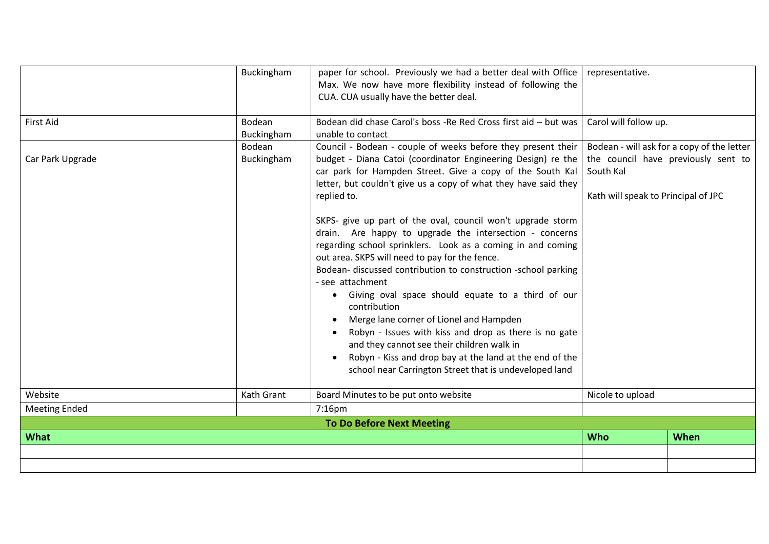| | | | | |
|---|---|---|---|---|
| | Buckingham | paper for school. Previously we had a better deal with Office Max. We now have more flexibility instead of following the CUA. CUA usually have the better deal. | representative. | |
| First Aid | Bodean Buckingham | Bodean did chase Carol's boss -Re Red Cross first aid – but was unable to contact | Carol will follow up. | |
| Car Park Upgrade | Bodean Buckingham | Council - Bodean - couple of weeks before they present their budget - Diana Catoi (coordinator Engineering Design) re the car park for Hampden Street. Give a copy of the South Kal letter, but couldn't give us a copy of what they have said they replied to.<br><br>SKPS- give up part of the oval, council won't upgrade storm drain. Are happy to upgrade the intersection - concerns regarding school sprinklers. Look as a coming in and coming out area. SKPS will need to pay for the fence.<br>Bodean- discussed contribution to construction -school parking - see attachment<br>• Giving oval space should equate to a third of our contribution<br>• Merge lane corner of Lionel and Hampden<br>• Robyn - Issues with kiss and drop as there is no gate and they cannot see their children walk in<br>• Robyn - Kiss and drop bay at the land at the end of the school near Carrington Street that is undeveloped land | Bodean - will ask for a copy of the letter the council have previously sent to South Kal<br><br>Kath will speak to Principal of JPC | |
| Website | Kath Grant | Board Minutes to be put onto website | Nicole to upload | |
| Meeting Ended | | 7:16pm | | |
| **To Do Before Next Meeting** | | | | |
| **What** | | | **Who** | **When** |
| | | | | |
| | | | | |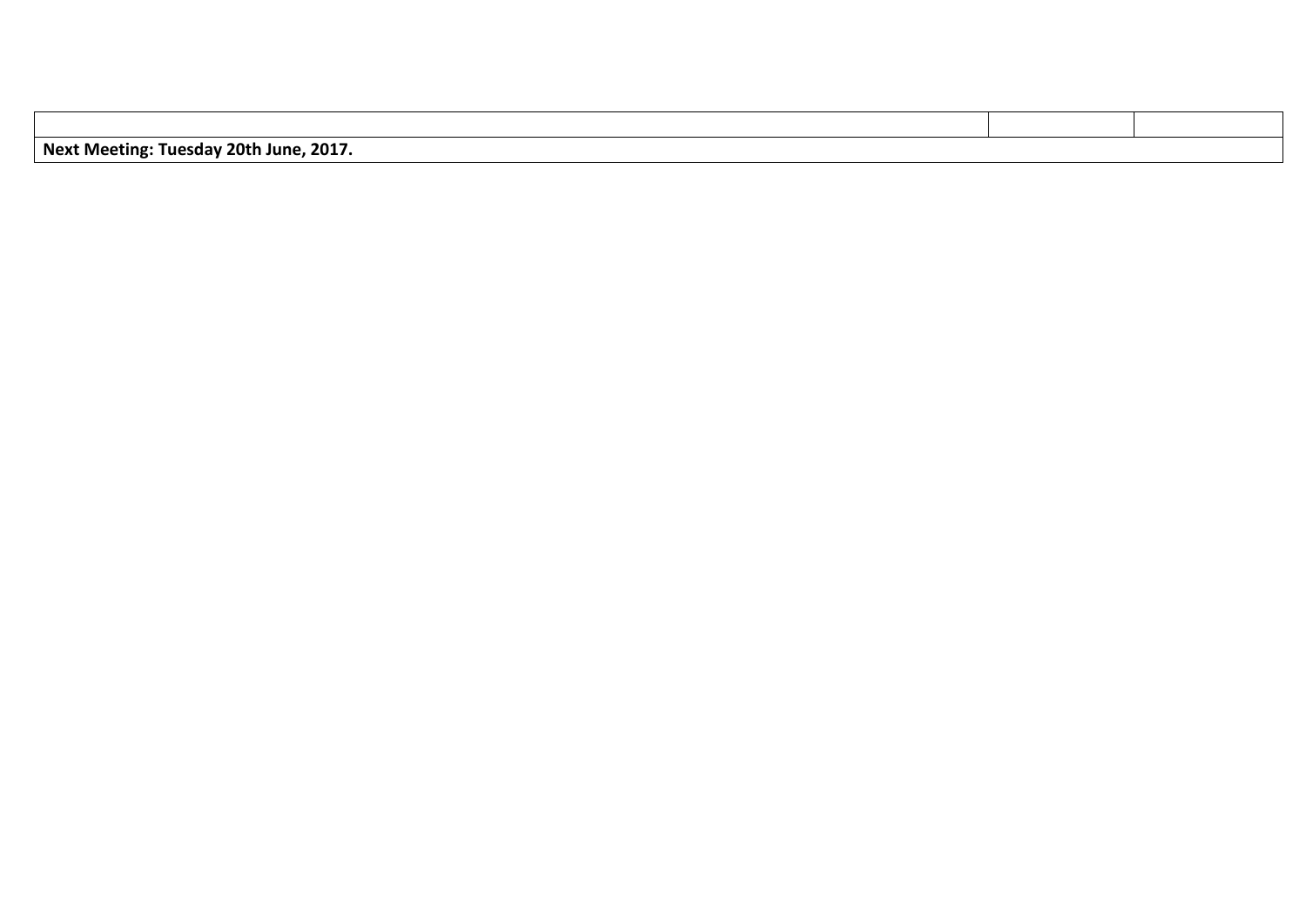| | | |
|---|---|---|
| | | |
| **Next Meeting: Tuesday 20th June, 2017.** | | |